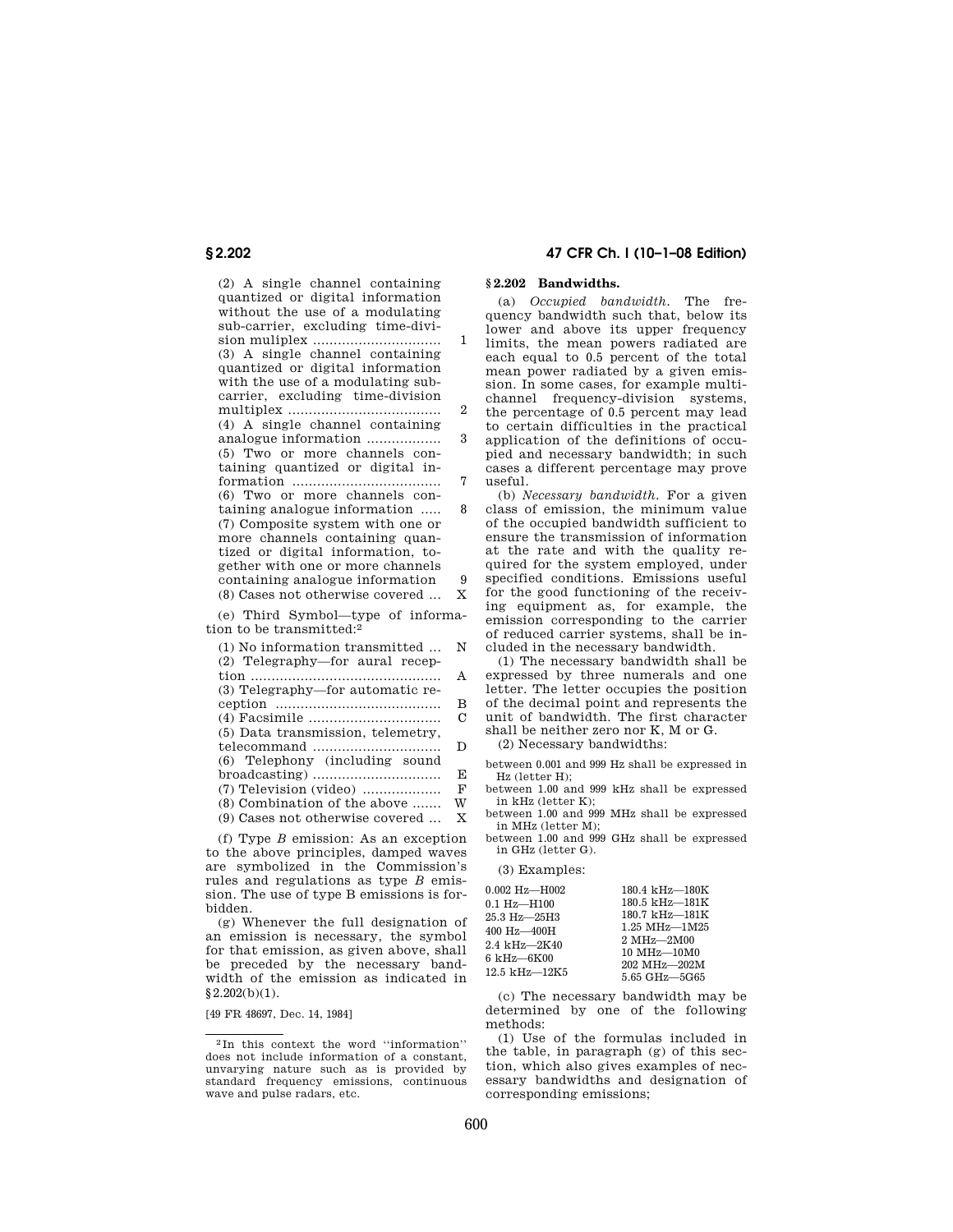(2) A single channel containing quantized or digital information without the use of a modulating sub-carrier, excluding time-division muliplex ... 1
(3) A single channel containing quantized or digital information with the use of a modulating sub-carrier, excluding time-division multiplex ... 2
(4) A single channel containing analogue information ... 3
(5) Two or more channels containing quantized or digital information ... 7
(6) Two or more channels containing analogue information ... 8
(7) Composite system with one or more channels containing quantized or digital information, together with one or more channels containing analogue information 9
(8) Cases not otherwise covered ... X

(e) Third Symbol—type of information to be transmitted:[2]

(1) No information transmitted ... N
(2) Telegraphy—for aural reception ... A
(3) Telegraphy—for automatic reception ... B
(4) Facsimile ... C
(5) Data transmission, telemetry, telecommand ... D
(6) Telephony (including sound broadcasting) ... E
(7) Television (video) ... F
(8) Combination of the above ... W
(9) Cases not otherwise covered ... X

(f) Type *B* emission: As an exception to the above principles, damped waves are symbolized in the Commission's rules and regulations as type *B* emission. The use of type B emissions is forbidden.

(g) Whenever the full designation of an emission is necessary, the symbol for that emission, as given above, shall be preceded by the necessary bandwidth of the emission as indicated in §2.202(b)(1).

[49 FR 48697, Dec. 14, 1984]

[2] In this context the word ''information'' does not include information of a constant, unvarying nature such as is provided by standard frequency emissions, continuous wave and pulse radars, etc.

## §2.202 Bandwidths.

(a) *Occupied bandwidth.* The frequency bandwidth such that, below its lower and above its upper frequency limits, the mean powers radiated are each equal to 0.5 percent of the total mean power radiated by a given emission. In some cases, for example multichannel frequency-division systems, the percentage of 0.5 percent may lead to certain difficulties in the practical application of the definitions of occupied and necessary bandwidth; in such cases a different percentage may prove useful.

(b) *Necessary bandwidth.* For a given class of emission, the minimum value of the occupied bandwidth sufficient to ensure the transmission of information at the rate and with the quality required for the system employed, under specified conditions. Emissions useful for the good functioning of the receiving equipment as, for example, the emission corresponding to the carrier of reduced carrier systems, shall be included in the necessary bandwidth.

(1) The necessary bandwidth shall be expressed by three numerals and one letter. The letter occupies the position of the decimal point and represents the unit of bandwidth. The first character shall be neither zero nor K, M or G.

(2) Necessary bandwidths:

between 0.001 and 999 Hz shall be expressed in Hz (letter H);
between 1.00 and 999 kHz shall be expressed in kHz (letter K);
between 1.00 and 999 MHz shall be expressed in MHz (letter M);
between 1.00 and 999 GHz shall be expressed in GHz (letter G).

(3) Examples:

| | |
|---|---|
| 0.002 Hz—H002 | 180.4 kHz—180K |
| 0.1 Hz—H100 | 180.5 kHz—181K |
| 25.3 Hz—25H3 | 180.7 kHz—181K |
| 400 Hz—400H | 1.25 MHz—1M25 |
| 2.4 kHz—2K40 | 2 MHz—2M00 |
| 6 kHz—6K00 | 10 MHz—10M0 |
| 12.5 kHz—12K5 | 202 MHz—202M |
| | 5.65 GHz—5G65 |

(c) The necessary bandwidth may be determined by one of the following methods:

(1) Use of the formulas included in the table, in paragraph (g) of this section, which also gives examples of necessary bandwidths and designation of corresponding emissions;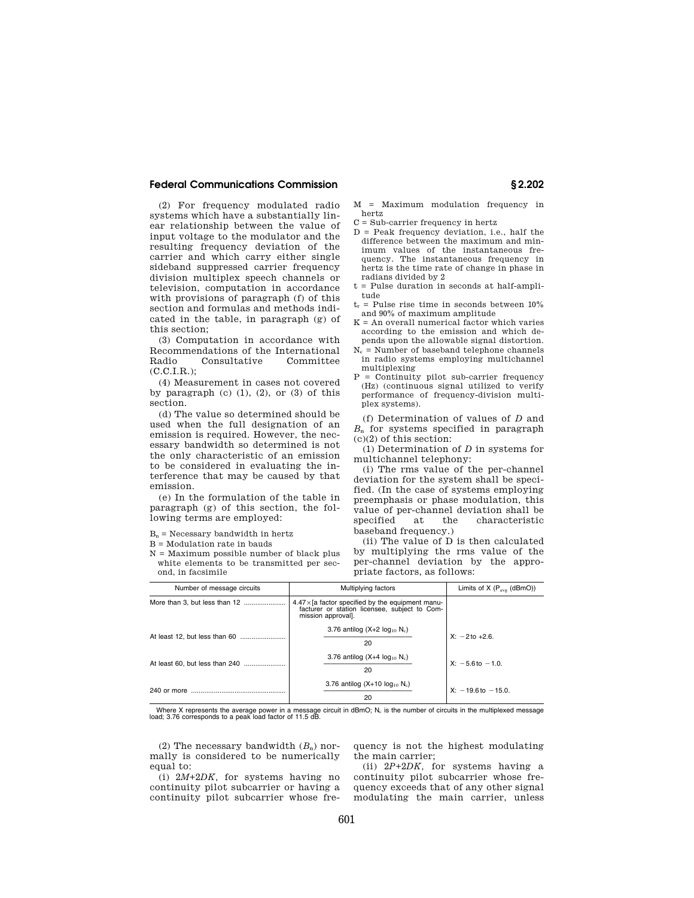(2) For frequency modulated radio systems which have a substantially linear relationship between the value of input voltage to the modulator and the resulting frequency deviation of the carrier and which carry either single sideband suppressed carrier frequency division multiplex speech channels or television, computation in accordance with provisions of paragraph (f) of this section and formulas and methods indicated in the table, in paragraph (g) of this section;

(3) Computation in accordance with Recommendations of the International Radio Consultative Committee (C.C.I.R.);

(4) Measurement in cases not covered by paragraph (c) (1), (2), or (3) of this section.

(d) The value so determined should be used when the full designation of an emission is required. However, the necessary bandwidth so determined is not the only characteristic of an emission to be considered in evaluating the interference that may be caused by that emission.

(e) In the formulation of the table in paragraph (g) of this section, the following terms are employed:

$B_n$ = Necessary bandwidth in hertz
B = Modulation rate in bauds
N = Maximum possible number of black plus white elements to be transmitted per second, in facsimile
M = Maximum modulation frequency in hertz
C = Sub-carrier frequency in hertz
D = Peak frequency deviation, i.e., half the difference between the maximum and minimum values of the instantaneous frequency. The instantaneous frequency in hertz is the time rate of change in phase in radians divided by 2
t = Pulse duration in seconds at half-amplitude
$t_r$ = Pulse rise time in seconds between 10% and 90% of maximum amplitude
K = An overall numerical factor which varies according to the emission and which depends upon the allowable signal distortion.
$N_c$ = Number of baseband telephone channels in radio systems employing multichannel multiplexing
P = Continuity pilot sub-carrier frequency (Hz) (continuous signal utilized to verify performance of frequency-division multiplex systems).

(f) Determination of values of *D* and $B_n$ for systems specified in paragraph (c)(2) of this section:

(1) Determination of *D* in systems for multichannel telephony:

(i) The rms value of the per-channel deviation for the system shall be specified. (In the case of systems employing preemphasis or phase modulation, this value of per-channel deviation shall be specified at the characteristic baseband frequency.)

(ii) The value of D is then calculated by multiplying the rms value of the per-channel deviation by the appropriate factors, as follows:

| Number of message circuits | Multiplying factors | Limits of X ($P_{avg}$ (dBmO)) |
|---|---|---|
| More than 3, but less than 12 | 4.47×[a factor specified by the equipment manufacturer or station licensee, subject to Commission approval]. | |
| At least 12, but less than 60 | $3.76 \text{ antilog } \frac{(X+2\log_{10} N_c)}{20}$ | X: −2 to +2.6. |
| At least 60, but less than 240 | $3.76 \text{ antilog } \frac{(X+4\log_{10} N_c)}{20}$ | X: −5.6 to −1.0. |
| 240 or more | $3.76 \text{ antilog } \frac{(X+10\log_{10} N_c)}{20}$ | X: −19.6 to −15.0. |

Where X represents the average power in a message circuit in dBmO; $N_c$ is the number of circuits in the multiplexed message load; 3.76 corresponds to a peak load factor of 11.5 dB.

(2) The necessary bandwidth ($B_n$) normally is considered to be numerically equal to:

(i) $2M+2DK$, for systems having no continuity pilot subcarrier or having a continuity pilot subcarrier whose frequency is not the highest modulating the main carrier;

(ii) $2P+2DK$, for systems having a continuity pilot subcarrier whose frequency exceeds that of any other signal modulating the main carrier, unless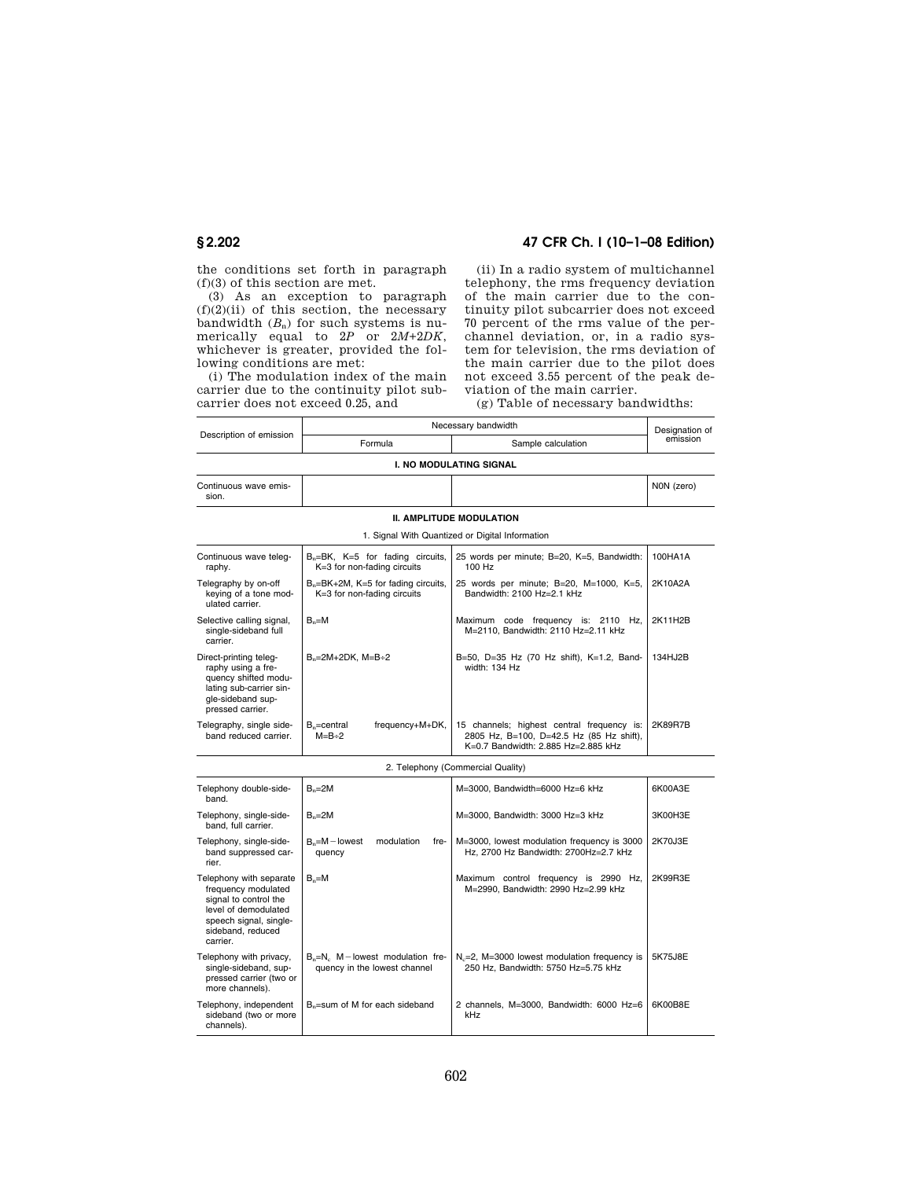the conditions set forth in paragraph (f)(3) of this section are met.

(3) As an exception to paragraph (f)(2)(ii) of this section, the necessary bandwidth ($B_n$) for such systems is numerically equal to $2P$ or $2M+2DK$, whichever is greater, provided the following conditions are met:

(i) The modulation index of the main carrier due to the continuity pilot subcarrier does not exceed 0.25, and

(ii) In a radio system of multichannel telephony, the rms frequency deviation of the main carrier due to the continuity pilot subcarrier does not exceed 70 percent of the rms value of the per-channel deviation, or, in a radio system for television, the rms deviation of the main carrier due to the pilot does not exceed 3.55 percent of the peak deviation of the main carrier.

(g) Table of necessary bandwidths:

| Description of emission | Necessary bandwidth | | Designation of emission |
|---|---|---|---|
| | Formula | Sample calculation | |
| **I. NO MODULATING SIGNAL** | | | |
| Continuous wave emission. | | | N0N (zero) |
| **II. AMPLITUDE MODULATION** | | | |
| 1. Signal With Quantized or Digital Information | | | |
| Continuous wave telegraphy. | $B_n$=BK, K=5 for fading circuits, K=3 for non-fading circuits | 25 words per minute; B=20, K=5, Bandwidth: 100 Hz | 100HA1A |
| Telegraphy by on-off keying of a tone modulated carrier. | $B_n$=BK+2M, K=5 for fading circuits, K=3 for non-fading circuits | 25 words per minute; B=20, M=1000, K=5, Bandwidth: 2100 Hz=2.1 kHz | 2K10A2A |
| Selective calling signal, single-sideband full carrier. | $B_n$=M | Maximum code frequency is: 2110 Hz, M=2110, Bandwidth: 2110 Hz=2.11 kHz | 2K11H2B |
| Direct-printing telegraphy using a frequency shifted modulating sub-carrier single-sideband suppressed carrier. | $B_n$=2M+2DK, M=B÷2 | B=50, D=35 Hz (70 Hz shift), K=1.2, Bandwidth: 134 Hz | 134HJ2B |
| Telegraphy, single sideband reduced carrier. | $B_n$=central frequency+M+DK, M=B÷2 | 15 channels; highest central frequency is: 2805 Hz, B=100, D=42.5 Hz (85 Hz shift), K=0.7 Bandwidth: 2.885 Hz=2.885 kHz | 2K89R7B |
| 2. Telephony (Commercial Quality) | | | |
| Telephony double-sideband. | $B_n$=2M | M=3000, Bandwidth=6000 Hz=6 kHz | 6K00A3E |
| Telephony, single-sideband, full carrier. | $B_n$=2M | M=3000, Bandwidth: 3000 Hz=3 kHz | 3K00H3E |
| Telephony, single-sideband suppressed carrier. | $B_n$=M−lowest modulation frequency | M=3000, lowest modulation frequency is 3000 Hz, 2700 Hz Bandwidth: 2700Hz=2.7 kHz | 2K70J3E |
| Telephony with separate frequency modulated signal to control the level of demodulated speech signal, single-sideband, reduced carrier. | $B_n$=M | Maximum control frequency is 2990 Hz, M=2990, Bandwidth: 2990 Hz=2.99 kHz | 2K99R3E |
| Telephony with privacy, single-sideband, suppressed carrier (two or more channels). | $B_n$=$N_c$ M−lowest modulation frequency in the lowest channel | $N_c$=2, M=3000 lowest modulation frequency is 250 Hz, Bandwidth: 5750 Hz=5.75 kHz | 5K75J8E |
| Telephony, independent sideband (two or more channels). | $B_n$=sum of M for each sideband | 2 channels, M=3000, Bandwidth: 6000 Hz=6 kHz | 6K00B8E |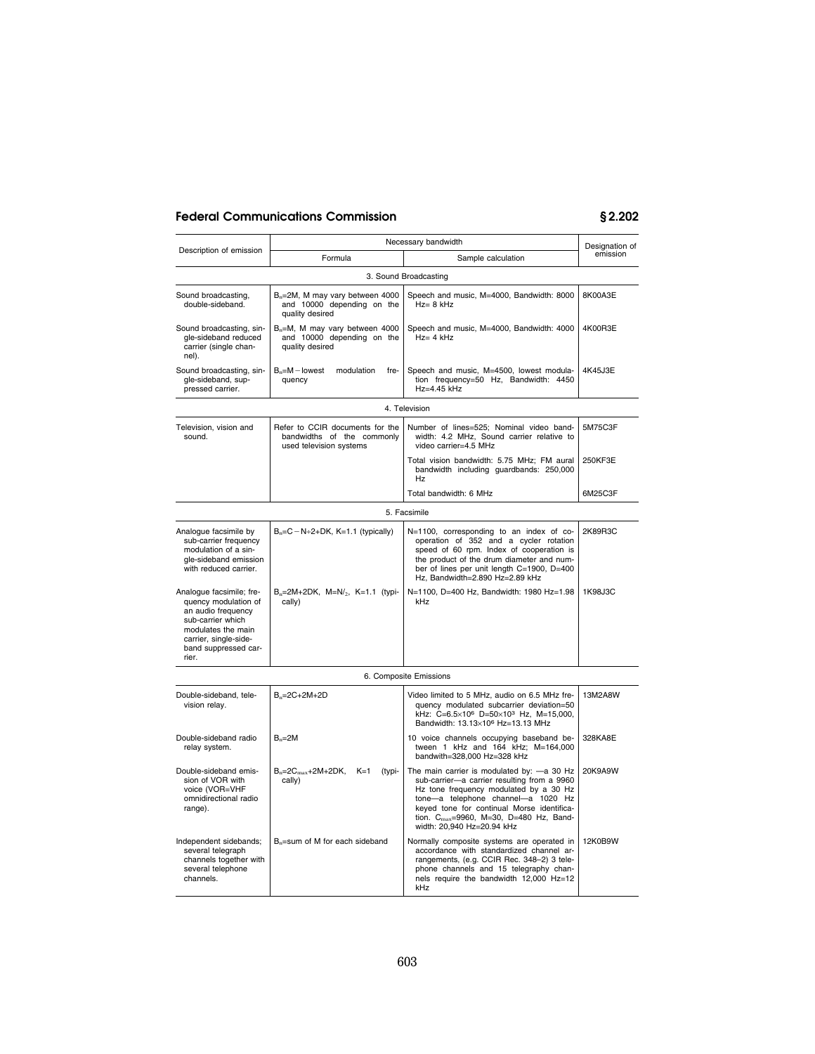| Description of emission | Necessary bandwidth | | Designation of emission |
|---|---|---|---|
| | Formula | Sample calculation | |
| **3. Sound Broadcasting** | | | |
| Sound broadcasting, double-sideband. | $B_n$=2M, M may vary between 4000 and 10000 depending on the quality desired | Speech and music, M=4000, Bandwidth: 8000 Hz= 8 kHz | 8K00A3E |
| Sound broadcasting, single-sideband reduced carrier (single channel). | $B_n$=M, M may vary between 4000 and 10000 depending on the quality desired | Speech and music, M=4000, Bandwidth: 4000 Hz= 4 kHz | 4K00R3E |
| Sound broadcasting, single-sideband, suppressed carrier. | $B_n$=M − lowest modulation frequency | Speech and music, M=4500, lowest modulation frequency=50 Hz, Bandwidth: 4450 Hz=4.45 kHz | 4K45J3E |
| **4. Television** | | | |
| Television, vision and sound. | Refer to CCIR documents for the bandwidths of the commonly used television systems | Number of lines=525; Nominal video bandwidth: 4.2 MHz, Sound carrier relative to video carrier=4.5 MHz | 5M75C3F |
| | | Total vision bandwidth: 5.75 MHz; FM aural bandwidth including guardbands: 250,000 Hz | 250KF3E |
| | | Total bandwidth: 6 MHz | 6M25C3F |
| **5. Facsimile** | | | |
| Analogue facsimile by sub-carrier frequency modulation of a single-sideband emission with reduced carrier. | $B_n$=C − N÷2+DK, K=1.1 (typically) | N=1100, corresponding to an index of cooperation of 352 and a cycler rotation speed of 60 rpm. Index of cooperation is the product of the drum diameter and number of lines per unit length C=1900, D=400 Hz, Bandwidth=2.890 Hz=2.89 kHz | 2K89R3C |
| Analogue facsimile; frequency modulation of an audio frequency sub-carrier which modulates the main carrier, single-sideband suppressed carrier. | $B_n$=2M+2DK, M=N/2, K=1.1 (typically) | N=1100, D=400 Hz, Bandwidth: 1980 Hz=1.98 kHz | 1K98J3C |
| **6. Composite Emissions** | | | |
| Double-sideband, television relay. | $B_n$=2C+2M+2D | Video limited to 5 MHz, audio on 6.5 MHz frequency modulated subcarrier deviation=50 kHz: C=6.5×$10^6$ D=50×$10^3$ Hz, M=15,000, Bandwidth: 13.13×$10^6$ Hz=13.13 MHz | 13M2A8W |
| Double-sideband radio relay system. | $B_n$=2M | 10 voice channels occupying baseband between 1 kHz and 164 kHz; M=164,000 bandwidth=328,000 Hz=328 kHz | 328KA8E |
| Double-sideband emission of VOR with voice (VOR=VHF omnidirectional radio range). | $B_n$=2$C_{max}$+2M+2DK, K=1 (typically) | The main carrier is modulated by: —a 30 Hz sub-carrier—a carrier resulting from a 9960 Hz tone frequency modulated by a 30 Hz tone—a telephone channel—a 1020 Hz keyed tone for continual Morse identification. $C_{max}$=9960, M=30, D=480 Hz, Bandwidth: 20,940 Hz=20.94 kHz | 20K9A9W |
| Independent sidebands; several telegraph channels together with several telephone channels. | $B_n$=sum of M for each sideband | Normally composite systems are operated in accordance with standardized channel arrangements, (e.g. CCIR Rec. 348–2) 3 telephone channels and 15 telegraphy channels require the bandwidth 12,000 Hz=12 kHz | 12K0B9W |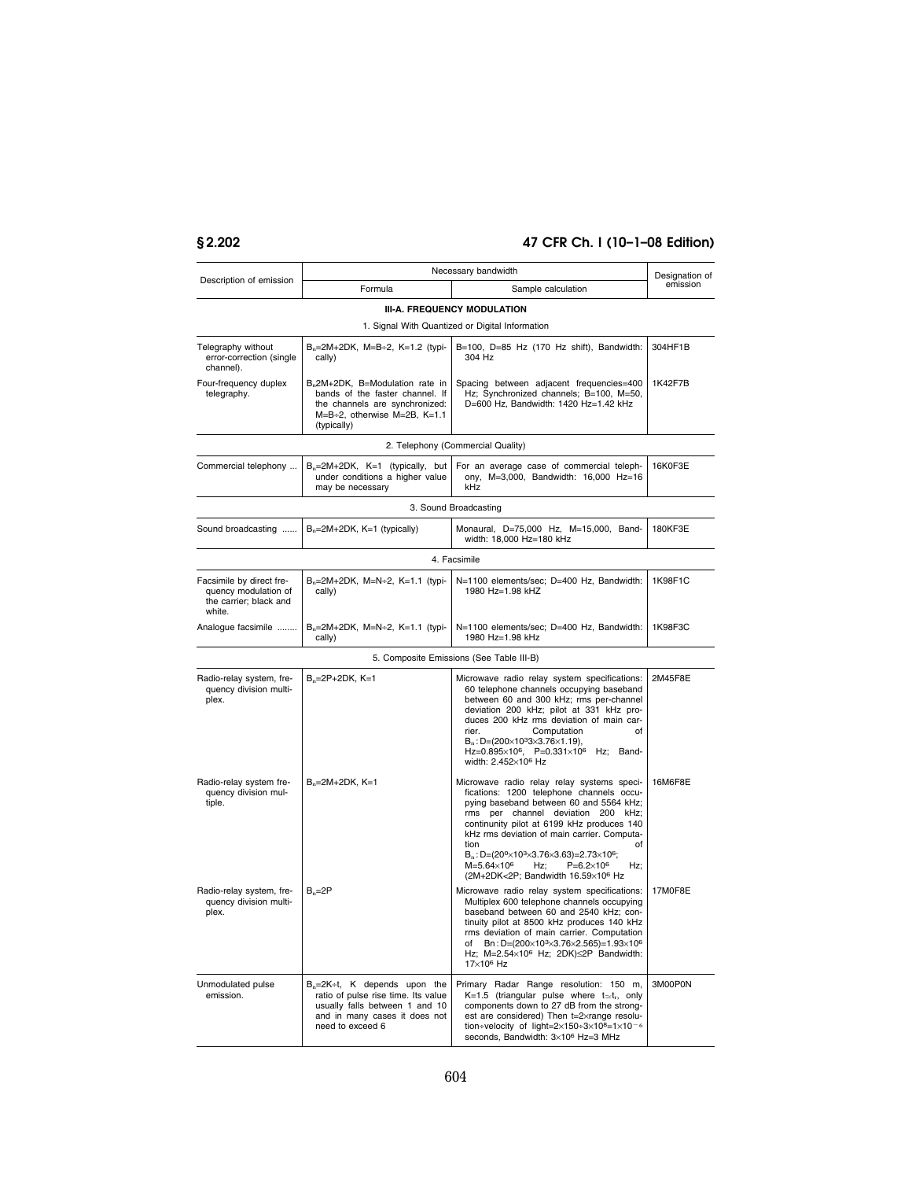| Description of emission | Necessary bandwidth | | Designation of emission |
|---|---|---|---|
| | Formula | Sample calculation | |
| **III-A. FREQUENCY MODULATION** | | | |
| 1. Signal With Quantized or Digital Information | | | |
| Telegraphy without error-correction (single channel). | $B_n=2M+2DK$, $M=B\div2$, $K=1.2$ (typically) | B=100, D=85 Hz (170 Hz shift), Bandwidth: 304 Hz | 304HF1B |
| Four-frequency duplex telegraphy. | $B_n2M+2DK$, B=Modulation rate in bands of the faster channel. If the channels are synchronized: $M=B\div2$, otherwise $M=2B$, $K=1.1$ (typically) | Spacing between adjacent frequencies=400 Hz; Synchronized channels; B=100, M=50, D=600 Hz, Bandwidth: 1420 Hz=1.42 kHz | 1K42F7B |
| 2. Telephony (Commercial Quality) | | | |
| Commercial telephony ... | $B_n=2M+2DK$, $K=1$ (typically, but under conditions a higher value may be necessary | For an average case of commercial telephony, M=3,000, Bandwidth: 16,000 Hz=16 kHz | 16K0F3E |
| 3. Sound Broadcasting | | | |
| Sound broadcasting ...... | $B_n=2M+2DK$, $K=1$ (typically) | Monaural, D=75,000 Hz, M=15,000, Bandwidth: 18,000 Hz=180 kHz | 180KF3E |
| 4. Facsimile | | | |
| Facsimile by direct frequency modulation of the carrier; black and white. | $B_n=2M+2DK$, $M=N\div2$, $K=1.1$ (typically) | N=1100 elements/sec; D=400 Hz, Bandwidth: 1980 Hz=1.98 kHZ | 1K98F1C |
| Analogue facsimile ........ | $B_n=2M+2DK$, $M=N\div2$, $K=1.1$ (typically) | N=1100 elements/sec; D=400 Hz, Bandwidth: 1980 Hz=1.98 kHz | 1K98F3C |
| 5. Composite Emissions (See Table III-B) | | | |
| Radio-relay system, frequency division multiplex. | $B_n=2P+2DK$, $K=1$ | Microwave radio relay system specifications: 60 telephone channels occupying baseband between 60 and 300 kHz; rms per-channel deviation 200 kHz; pilot at 331 kHz produces 200 kHz rms deviation of main carrier. Computation of $B_n$: $D=(200\times10^3 3\times3.76\times1.19)$, $Hz=0.895\times10^6$, $P=0.331\times10^6$ Hz; Bandwidth: $2.452\times10^6$ Hz | 2M45F8E |
| Radio-relay system frequency division multiple. | $B_n=2M+2DK$, $K=1$ | Microwave radio relay relay systems specifications: 1200 telephone channels occupying baseband between 60 and 5564 kHz; rms per channel deviation 200 kHz; continunity pilot at 6199 kHz produces 140 kHz rms deviation of main carrier. Computation of $B_n$: $D=(20^0\times10^3\times3.76\times3.63)=2.73\times10^6$; $M=5.64\times10^6$ Hz; $P=6.2\times10^6$ Hz; $(2M+2DK<2P$; Bandwidth $16.59\times10^6$ Hz | 16M6F8E |
| Radio-relay system, frequency division multiplex. | $B_n=2P$ | Microwave radio relay system specifications: Multiplex 600 telephone channels occupying baseband between 60 and 2540 kHz; continuity pilot at 8500 kHz produces 140 kHz rms deviation of main carrier. Computation of $Bn: D=(200\times10^3\times3.76\times2.565)=1.93\times10^6$ Hz; $M=2.54\times10^6$ Hz; $2DK)\leq2P$ Bandwidth: $17\times10^6$ Hz | 17M0F8E |
| Unmodulated pulse emission. | $B_n=2K\div t$, K depends upon the ratio of pulse rise time. Its value usually falls between 1 and 10 and in many cases it does not need to exceed 6 | Primary Radar Range resolution: 150 m, K=1.5 (triangular pulse where $t\simeq t_r$, only components down to 27 dB from the strongest are considered) Then $t=2\times$range resolution$\div$velocity of light$=2\times150\div3\times10^8=1\times10^{-6}$ seconds, Bandwidth: $3\times10^6$ Hz=3 MHz | 3M00P0N |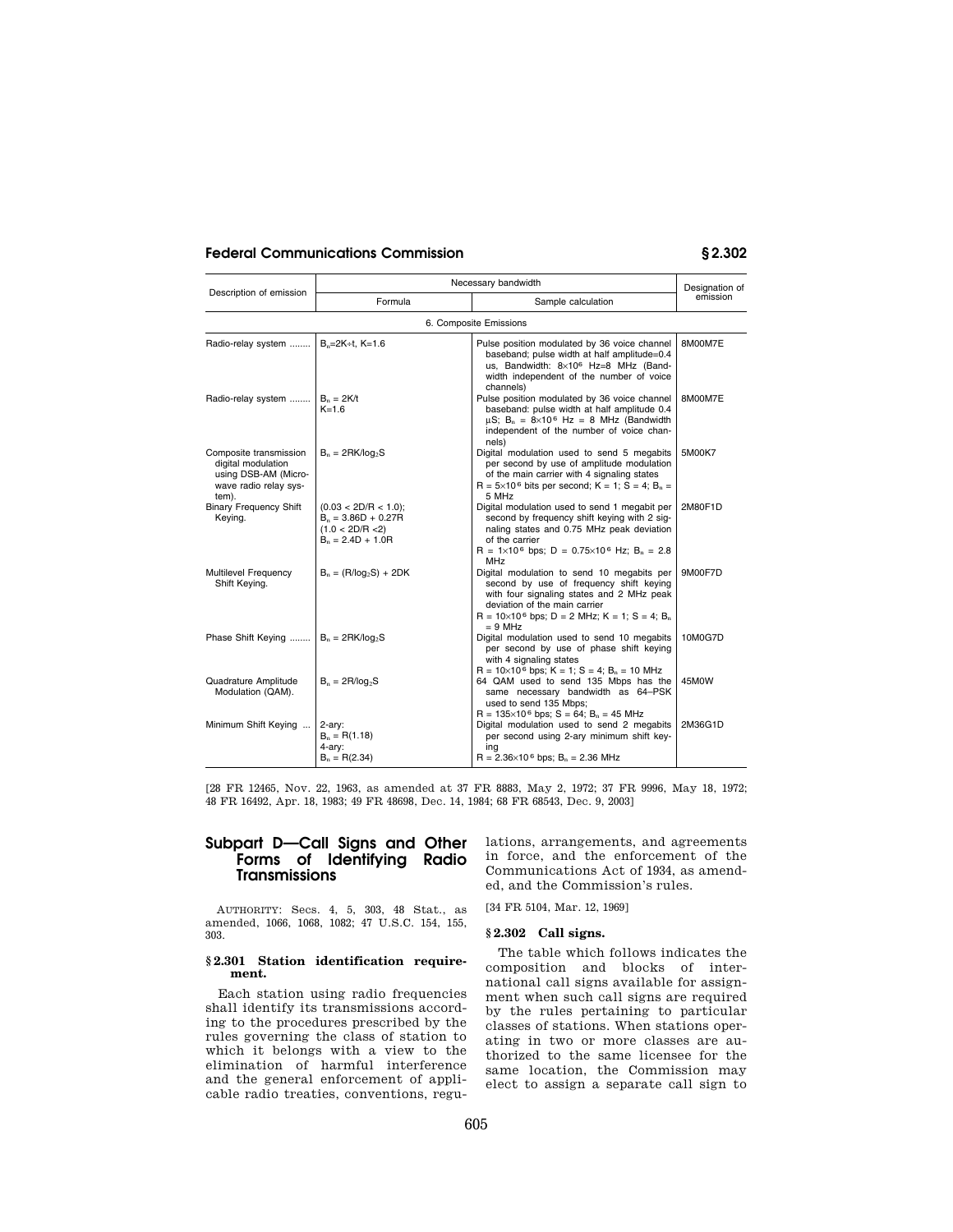| Description of emission | Necessary bandwidth | | Designation of emission |
|---|---|---|---|
| | Formula | Sample calculation | |
| 6. Composite Emissions | | | |
| Radio-relay system | $B_n$=2K÷t, K=1.6 | Pulse position modulated by 36 voice channel baseband; pulse width at half amplitude=0.4 us, Bandwidth: 8×10[6] Hz=8 MHz (Bandwidth independent of the number of voice channels) | 8M00M7E |
| Radio-relay system | $B_n$ = 2K/t K=1.6 | Pulse position modulated by 36 voice channel baseband: pulse width at half amplitude 0.4 μS; $B_n$ = 8×10[6] Hz = 8 MHz (Bandwidth independent of the number of voice channels) | 8M00M7E |
| Composite transmission digital modulation using DSB-AM (Microwave radio relay system). | $B_n$ = 2RK/$\log_2$S | Digital modulation used to send 5 megabits per second by use of amplitude modulation of the main carrier with 4 signaling states R = 5×10[6] bits per second; K = 1; S = 4; $B_n$ = 5 MHz | 5M00K7 |
| Binary Frequency Shift Keying. | (0.03 < 2D/R < 1.0); $B_n$ = 3.86D + 0.27R (1.0 < 2D/R <2) $B_n$ = 2.4D + 1.0R | Digital modulation used to send 1 megabit per second by frequency shift keying with 2 signaling states and 0.75 MHz peak deviation of the carrier R = 1×10[6] bps; D = 0.75×10[6] Hz; $B_n$ = 2.8 MHz | 2M80F1D |
| Multilevel Frequency Shift Keying. | $B_n$ = (R/$\log_2$S) + 2DK | Digital modulation to send 10 megabits per second by use of frequency shift keying with four signaling states and 2 MHz peak deviation of the main carrier R = 10×10[6] bps; D = 2 MHz; K = 1; S = 4; $B_n$ = 9 MHz | 9M00F7D |
| Phase Shift Keying | $B_n$ = 2RK/$\log_2$S | Digital modulation used to send 10 megabits per second by use of phase shift keying with 4 signaling states R = 10×10[6] bps; K = 1; S = 4; $B_n$ = 10 MHz | 10M0G7D |
| Quadrature Amplitude Modulation (QAM). | $B_n$ = 2R/$\log_2$S | 64 QAM used to send 135 Mbps has the same necessary bandwidth as 64–PSK used to send 135 Mbps; R = 135×10[6] bps; S = 64; $B_n$ = 45 MHz | 45M0W |
| Minimum Shift Keying | 2-ary: $B_n$ = R(1.18) 4-ary: $B_n$ = R(2.34) | Digital modulation used to send 2 megabits per second using 2-ary minimum shift keying R = 2.36×10[6] bps; $B_n$ = 2.36 MHz | 2M36G1D |

[28 FR 12465, Nov. 22, 1963, as amended at 37 FR 8883, May 2, 1972; 37 FR 9996, May 18, 1972; 48 FR 16492, Apr. 18, 1983; 49 FR 48698, Dec. 14, 1984; 68 FR 68543, Dec. 9, 2003]

## Subpart D—Call Signs and Other Forms of Identifying Radio Transmissions

AUTHORITY: Secs. 4, 5, 303, 48 Stat., as amended, 1066, 1068, 1082; 47 U.S.C. 154, 155, 303.

### § 2.301 Station identification requirement.

Each station using radio frequencies shall identify its transmissions according to the procedures prescribed by the rules governing the class of station to which it belongs with a view to the elimination of harmful interference and the general enforcement of applicable radio treaties, conventions, regulations, arrangements, and agreements in force, and the enforcement of the Communications Act of 1934, as amended, and the Commission's rules.

[34 FR 5104, Mar. 12, 1969]

### § 2.302 Call signs.

The table which follows indicates the composition and blocks of international call signs available for assignment when such call signs are required by the rules pertaining to particular classes of stations. When stations operating in two or more classes are authorized to the same licensee for the same location, the Commission may elect to assign a separate call sign to